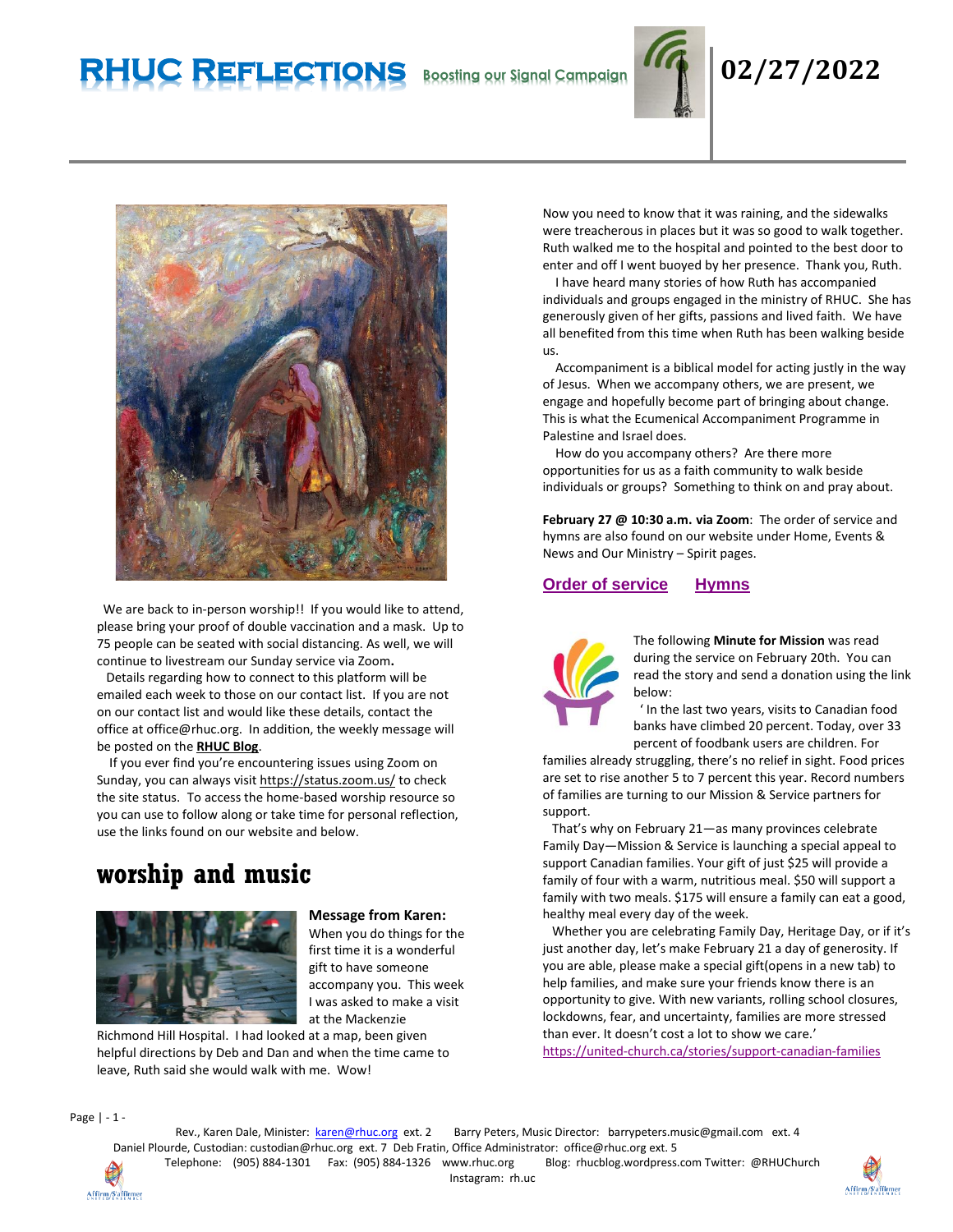# RHUC Reflections

Boosting our Signal Campaign

**02/27/2022**

We are back to in-person worship!! If you would like to attend, please bring your proof of double vaccination and a mask. Up to 75 people can be seated with social distancing. As well, we will continue to livestream our Sunday service via Zoom**.**

Details regarding how to connect to this platform will be emailed each week to those on our contact list. If you are not on our contact list and would like these details, contact the office at office@rhuc.org. In addition, the weekly message will be posted on the **RHUC Blog**.

If you ever find you're encountering issues using Zoom on Sunday, you can always visit https://status.zoom.us/ to check the site status. To access the home-based worship resource so you can use to follow along or take time for personal reflection, use the links found on our website and below.

## worship and music

**Message from Karen:**

When you do things for the first time it is a wonderful gift to have someone accompany you. This week I was asked to make a visit at the Mackenzie Richmond Hill Hospital. I had looked at a map, been given helpful directions by Deb and Dan and when the time came to leave, Ruth said she would walk with me. Wow!

Now you need to know that it was raining, and the sidewalks were treacherous in places but it was so good to walk together. Ruth walked me to the hospital and pointed to the best door to enter and off I went buoyed by her presence. Thank you, Ruth.

I have heard many stories of how Ruth has accompanied individuals and groups engaged in the ministry of RHUC. She has generously given of her gifts, passions and lived faith. We have all benefited from this time when Ruth has been walking beside us.

Accompaniment is a biblical model for acting justly in the way of Jesus. When we accompany others, we are present, we engage and hopefully become part of bringing about change. This is what the Ecumenical Accompaniment Programme in Palestine and Israel does.

How do you accompany others? Are there more opportunities for us as a faith community to walk beside individuals or groups? Something to think on and pray about.

**February 27 @ 10:30 a.m. via Zoom**: The order of service and hymns are also found on our website under Home, Events & News and Our Ministry – Spirit pages.

**Order of service** **Hymns**

The following **Minute for Mission** was read during the service on February 20th. You can read the story and send a donation using the link below:

' In the last two years, visits to Canadian food banks have climbed 20 percent. Today, over 33 percent of foodbank users are children. For families already struggling, there's no relief in sight. Food prices are set to rise another 5 to 7 percent this year. Record numbers of families are turning to our Mission & Service partners for support.

That's why on February 21—as many provinces celebrate Family Day—Mission & Service is launching a special appeal to support Canadian families. Your gift of just $25 will provide a family of four with a warm, nutritious meal. $50 will support a family with two meals. $175 will ensure a family can eat a good, healthy meal every day of the week.

Whether you are celebrating Family Day, Heritage Day, or if it's just another day, let's make February 21 a day of generosity. If you are able, please make a special gift(opens in a new tab) to help families, and make sure your friends know there is an opportunity to give. With new variants, rolling school closures, lockdowns, fear, and uncertainty, families are more stressed than ever. It doesn't cost a lot to show we care.'

https://united-church.ca/stories/support-canadian-families

Rev., Karen Dale, Minister: karen@rhuc.org ext. 2 Barry Peters, Music Director: barrypeters.music@gmail.com ext. 4
Daniel Plourde, Custodian: custodian@rhuc.org ext. 7 Deb Fratin, Office Administrator: office@rhuc.org ext. 5
Telephone: (905) 884-1301 Fax: (905) 884-1326 www.rhuc.org Blog: rhucblog.wordpress.com Twitter: @RHUChurch
Instagram: rh.uc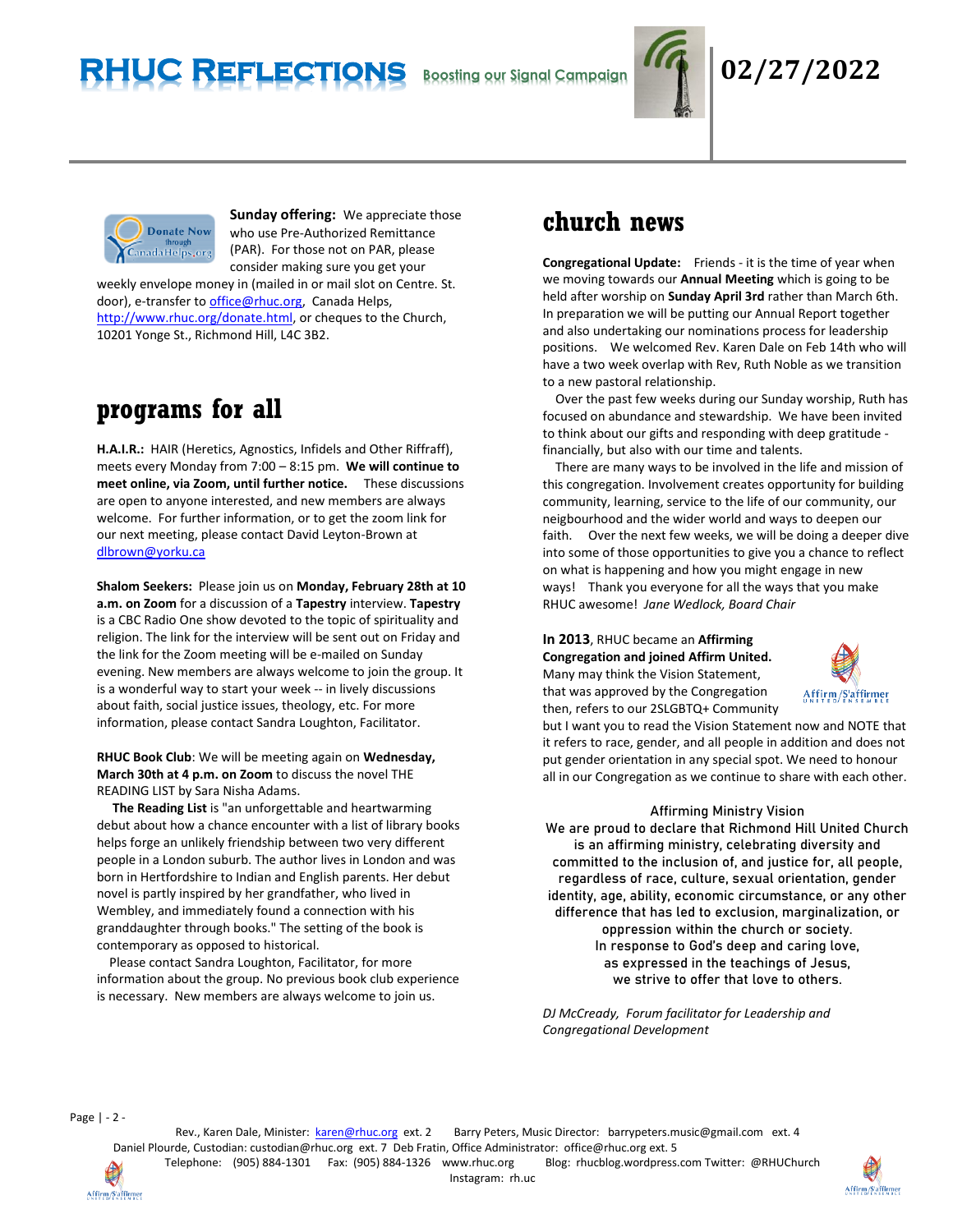**Sunday offering:** We appreciate those who use Pre-Authorized Remittance (PAR). For those not on PAR, please consider making sure you get your weekly envelope money in (mailed in or mail slot on Centre. St. door), e-transfer to office@rhuc.org, Canada Helps, http://www.rhuc.org/donate.html, or cheques to the Church, 10201 Yonge St., Richmond Hill, L4C 3B2.

## programs for all

**H.A.I.R.:** HAIR (Heretics, Agnostics, Infidels and Other Riffraff), meets every Monday from 7:00 – 8:15 pm. **We will continue to meet online, via Zoom, until further notice.** These discussions are open to anyone interested, and new members are always welcome. For further information, or to get the zoom link for our next meeting, please contact David Leyton-Brown at dlbrown@yorku.ca

**Shalom Seekers:** Please join us on **Monday, February 28th at 10 a.m. on Zoom** for a discussion of a **Tapestry** interview. **Tapestry** is a CBC Radio One show devoted to the topic of spirituality and religion. The link for the interview will be sent out on Friday and the link for the Zoom meeting will be e-mailed on Sunday evening. New members are always welcome to join the group. It is a wonderful way to start your week -- in lively discussions about faith, social justice issues, theology, etc. For more information, please contact Sandra Loughton, Facilitator.

**RHUC Book Club**: We will be meeting again on **Wednesday, March 30th at 4 p.m. on Zoom** to discuss the novel THE READING LIST by Sara Nisha Adams.

**The Reading List** is "an unforgettable and heartwarming debut about how a chance encounter with a list of library books helps forge an unlikely friendship between two very different people in a London suburb. The author lives in London and was born in Hertfordshire to Indian and English parents. Her debut novel is partly inspired by her grandfather, who lived in Wembley, and immediately found a connection with his granddaughter through books." The setting of the book is contemporary as opposed to historical.

Please contact Sandra Loughton, Facilitator, for more information about the group. No previous book club experience is necessary. New members are always welcome to join us.

## church news

**Congregational Update:** Friends - it is the time of year when we moving towards our **Annual Meeting** which is going to be held after worship on **Sunday April 3rd** rather than March 6th. In preparation we will be putting our Annual Report together and also undertaking our nominations process for leadership positions. We welcomed Rev. Karen Dale on Feb 14th who will have a two week overlap with Rev, Ruth Noble as we transition to a new pastoral relationship.

Over the past few weeks during our Sunday worship, Ruth has focused on abundance and stewardship. We have been invited to think about our gifts and responding with deep gratitude - financially, but also with our time and talents.

There are many ways to be involved in the life and mission of this congregation. Involvement creates opportunity for building community, learning, service to the life of our community, our neigbourhood and the wider world and ways to deepen our faith. Over the next few weeks, we will be doing a deeper dive into some of those opportunities to give you a chance to reflect on what is happening and how you might engage in new ways! Thank you everyone for all the ways that you make RHUC awesome! *Jane Wedlock, Board Chair*

**In 2013**, RHUC became an **Affirming Congregation and joined Affirm United.** Many may think the Vision Statement, that was approved by the Congregation then, refers to our 2SLGBTQ+ Community but I want you to read the Vision Statement now and NOTE that it refers to race, gender, and all people in addition and does not put gender orientation in any special spot. We need to honour all in our Congregation as we continue to share with each other.

Affirming Ministry Vision

We are proud to declare that Richmond Hill United Church is an affirming ministry, celebrating diversity and committed to the inclusion of, and justice for, all people, regardless of race, culture, sexual orientation, gender identity, age, ability, economic circumstance, or any other difference that has led to exclusion, marginalization, or oppression within the church or society.
In response to God's deep and caring love, as expressed in the teachings of Jesus, we strive to offer that love to others.

*DJ McCready, Forum facilitator for Leadership and Congregational Development*

Rev., Karen Dale, Minister: karen@rhuc.org ext. 2 Barry Peters, Music Director: barrypeters.music@gmail.com ext. 4
Daniel Plourde, Custodian: custodian@rhuc.org ext. 7 Deb Fratin, Office Administrator: office@rhuc.org ext. 5
Telephone: (905) 884-1301 Fax: (905) 884-1326 www.rhuc.org Blog: rhucblog.wordpress.com Twitter: @RHUChurch
Instagram: rh.uc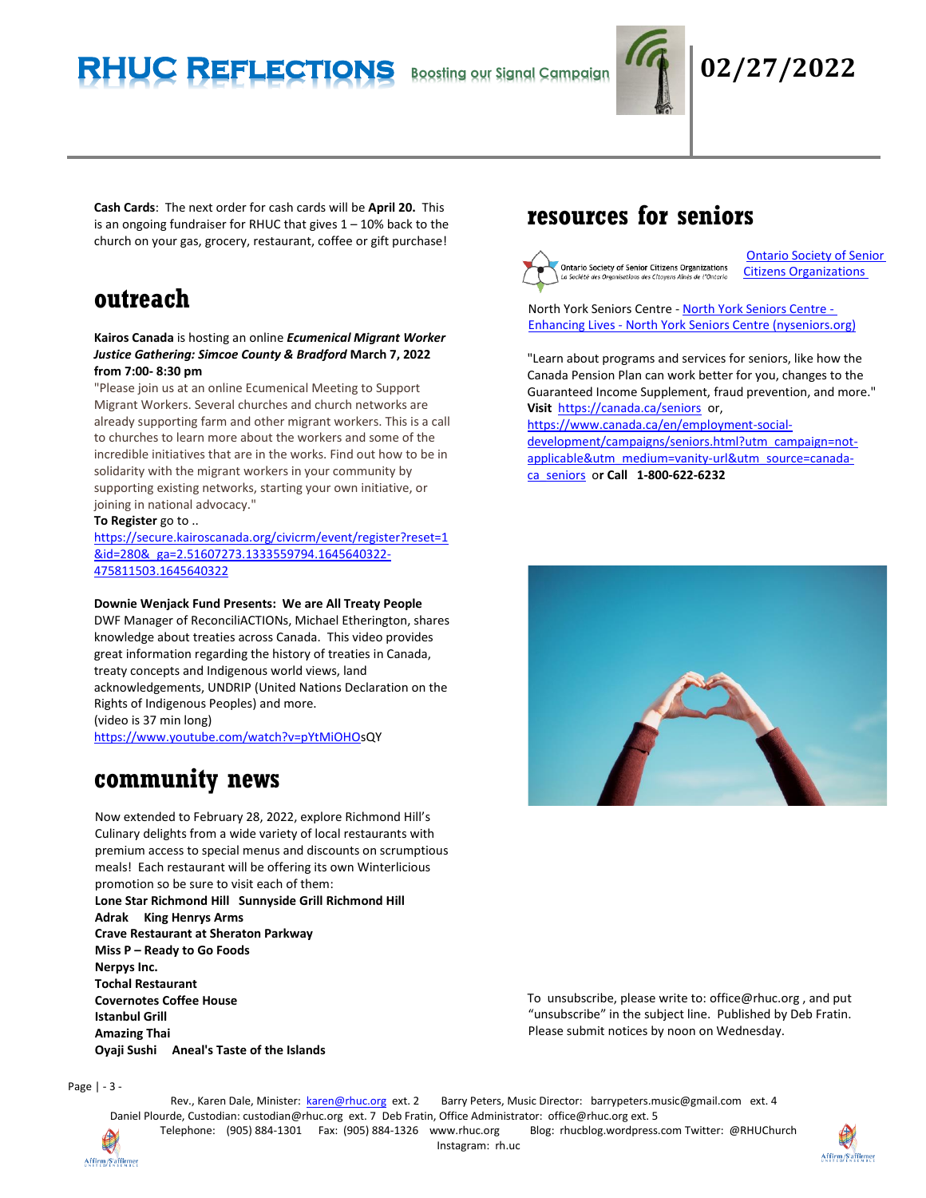Cash Cards: The next order for cash cards will be **April 20.** This is an ongoing fundraiser for RHUC that gives 1 – 10% back to the church on your gas, grocery, restaurant, coffee or gift purchase!

## outreach

**Kairos Canada** is hosting an online ***Ecumenical Migrant Worker Justice Gathering: Simcoe County & Bradford*** **March 7, 2022 from 7:00- 8:30 pm**

"Please join us at an online Ecumenical Meeting to Support Migrant Workers. Several churches and church networks are already supporting farm and other migrant workers. This is a call to churches to learn more about the workers and some of the incredible initiatives that are in the works. Find out how to be in solidarity with the migrant workers in your community by supporting existing networks, starting your own initiative, or joining in national advocacy."

**To Register** go to ..
https://secure.kairoscanada.org/civicrm/event/register?reset=1&id=280&_ga=2.51607273.1333559794.1645640322-475811503.1645640322

**Downie Wenjack Fund Presents: We are All Treaty People**

DWF Manager of ReconciliACTIONs, Michael Etherington, shares knowledge about treaties across Canada. This video provides great information regarding the history of treaties in Canada, treaty concepts and Indigenous world views, land acknowledgements, UNDRIP (United Nations Declaration on the Rights of Indigenous Peoples) and more.
(video is 37 min long)
https://www.youtube.com/watch?v=pYtMiOHOsQY

## community news

Now extended to February 28, 2022, explore Richmond Hill's Culinary delights from a wide variety of local restaurants with premium access to special menus and discounts on scrumptious meals! Each restaurant will be offering its own Winterlicious promotion so be sure to visit each of them:

**Lone Star Richmond Hill Sunnyside Grill Richmond Hill**
**Adrak King Henrys Arms**
**Crave Restaurant at Sheraton Parkway**
**Miss P – Ready to Go Foods**
**Nerpys Inc.**
**Tochal Restaurant**
**Covernotes Coffee House**
**Istanbul Grill**
**Amazing Thai**
**Oyaji Sushi Aneal's Taste of the Islands**

## resources for seniors

Ontario Society of Senior Citizens Organizations

North York Seniors Centre - North York Seniors Centre - Enhancing Lives - North York Seniors Centre (nyseniors.org)

"Learn about programs and services for seniors, like how the Canada Pension Plan can work better for you, changes to the Guaranteed Income Supplement, fraud prevention, and more." **Visit** https://canada.ca/seniors or, https://www.canada.ca/en/employment-social-development/campaigns/seniors.html?utm_campaign=not-applicable&utm_medium=vanity-url&utm_source=canada-ca_seniors **or Call 1-800-622-6232**

To unsubscribe, please write to: office@rhuc.org , and put "unsubscribe" in the subject line. Published by Deb Fratin. Please submit notices by noon on Wednesday.

Rev., Karen Dale, Minister: karen@rhuc.org ext. 2 Barry Peters, Music Director: barrypeters.music@gmail.com ext. 4
Daniel Plourde, Custodian: custodian@rhuc.org ext. 7 Deb Fratin, Office Administrator: office@rhuc.org ext. 5
Telephone: (905) 884-1301 Fax: (905) 884-1326 www.rhuc.org Blog: rhucblog.wordpress.com Twitter: @RHUChurch
Instagram: rh.uc